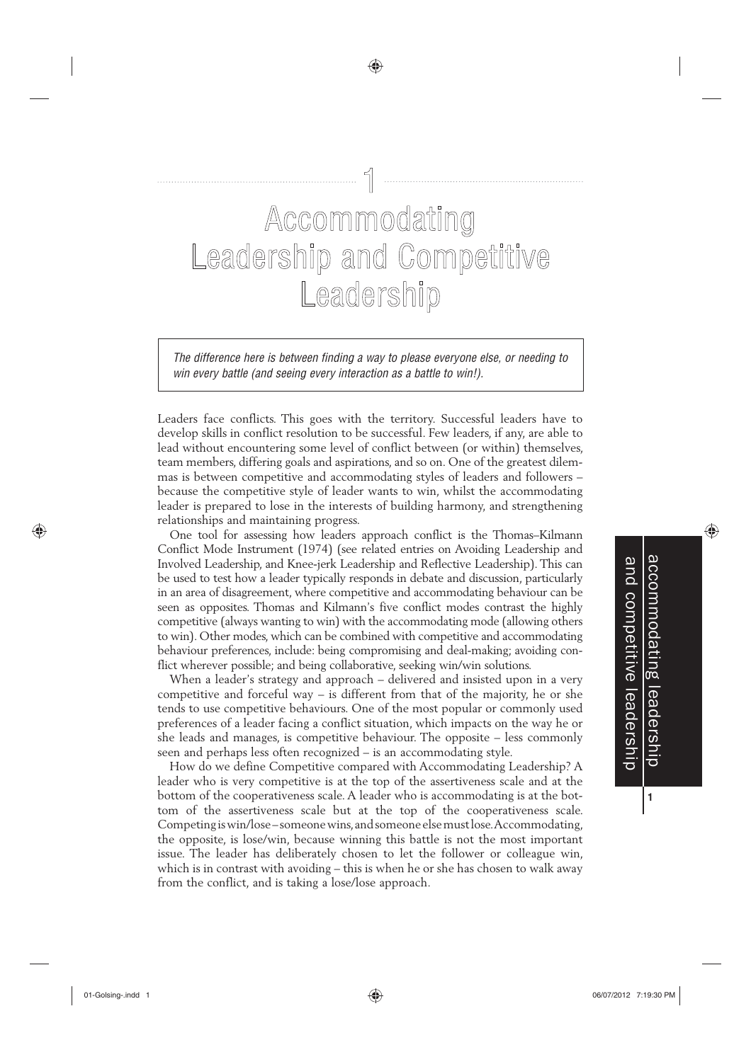# 1 Accommodating Leadership and Competitive Leadership

*The difference here is between finding a way to please everyone else, or needing to win every battle (and seeing every interaction as a battle to win!).*

Leaders face conflicts. This goes with the territory. Successful leaders have to develop skills in conflict resolution to be successful. Few leaders, if any, are able to lead without encountering some level of conflict between (or within) themselves, team members, differing goals and aspirations, and so on. One of the greatest dilemmas is between competitive and accommodating styles of leaders and followers – because the competitive style of leader wants to win, whilst the accommodating leader is prepared to lose in the interests of building harmony, and strengthening relationships and maintaining progress.

One tool for assessing how leaders approach conflict is the Thomas–Kilmann Conflict Mode Instrument (1974) (see related entries on Avoiding Leadership and Involved Leadership, and Knee-jerk Leadership and Reflective Leadership). This can be used to test how a leader typically responds in debate and discussion, particularly in an area of disagreement, where competitive and accommodating behaviour can be seen as opposites. Thomas and Kilmann's five conflict modes contrast the highly competitive (always wanting to win) with the accommodating mode (allowing others to win). Other modes, which can be combined with competitive and accommodating behaviour preferences, include: being compromising and deal-making; avoiding conflict wherever possible; and being collaborative, seeking win/win solutions.

When a leader's strategy and approach – delivered and insisted upon in a very competitive and forceful way – is different from that of the majority, he or she tends to use competitive behaviours. One of the most popular or commonly used preferences of a leader facing a conflict situation, which impacts on the way he or she leads and manages, is competitive behaviour. The opposite – less commonly seen and perhaps less often recognized – is an accommodating style.

How do we define Competitive compared with Accommodating Leadership? A leader who is very competitive is at the top of the assertiveness scale and at the bottom of the cooperativeness scale. A leader who is accommodating is at the bottom of the assertiveness scale but at the top of the cooperativeness scale. Competing is win/lose – someone wins, and someone else must lose. Accommodating, the opposite, is lose/win, because winning this battle is not the most important issue. The leader has deliberately chosen to let the follower or colleague win, which is in contrast with avoiding – this is when he or she has chosen to walk away from the conflict, and is taking a lose/lose approach.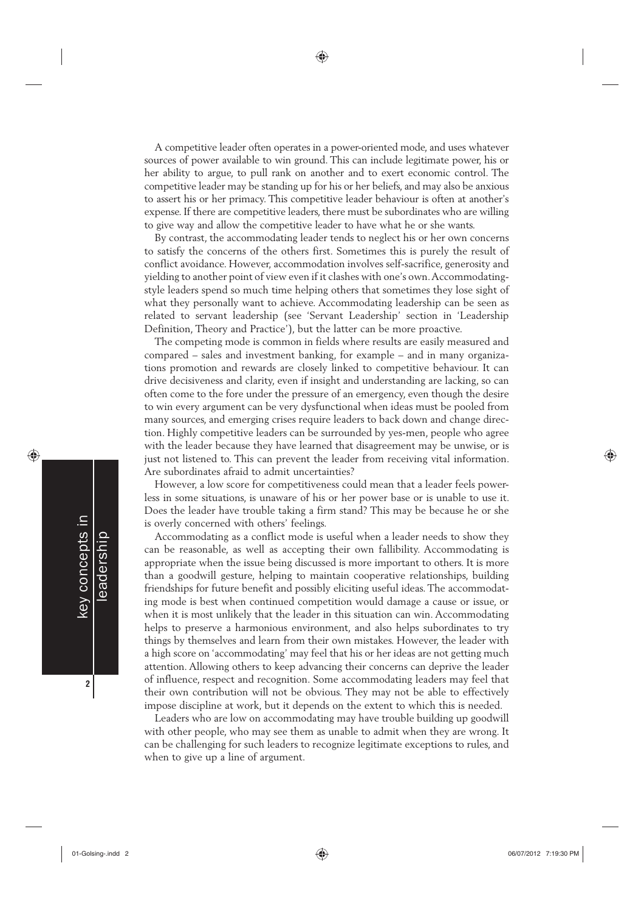A competitive leader often operates in a power-oriented mode, and uses whatever sources of power available to win ground. This can include legitimate power, his or her ability to argue, to pull rank on another and to exert economic control. The competitive leader may be standing up for his or her beliefs, and may also be anxious to assert his or her primacy. This competitive leader behaviour is often at another's expense. If there are competitive leaders, there must be subordinates who are willing to give way and allow the competitive leader to have what he or she wants.

By contrast, the accommodating leader tends to neglect his or her own concerns to satisfy the concerns of the others first. Sometimes this is purely the result of conflict avoidance. However, accommodation involves self-sacrifice, generosity and yielding to another point of view even if it clashes with one's own. Accommodating-style leaders spend so much time helping others that sometimes they lose sight of what they personally want to achieve. Accommodating leadership can be seen as related to servant leadership (see 'Servant Leadership' section in 'Leadership Definition, Theory and Practice'), but the latter can be more proactive.

The competing mode is common in fields where results are easily measured and compared – sales and investment banking, for example – and in many organizations promotion and rewards are closely linked to competitive behaviour. It can drive decisiveness and clarity, even if insight and understanding are lacking, so can often come to the fore under the pressure of an emergency, even though the desire to win every argument can be very dysfunctional when ideas must be pooled from many sources, and emerging crises require leaders to back down and change direction. Highly competitive leaders can be surrounded by yes-men, people who agree with the leader because they have learned that disagreement may be unwise, or is just not listened to. This can prevent the leader from receiving vital information. Are subordinates afraid to admit uncertainties?

However, a low score for competitiveness could mean that a leader feels powerless in some situations, is unaware of his or her power base or is unable to use it. Does the leader have trouble taking a firm stand? This may be because he or she is overly concerned with others' feelings.

Accommodating as a conflict mode is useful when a leader needs to show they can be reasonable, as well as accepting their own fallibility. Accommodating is appropriate when the issue being discussed is more important to others. It is more than a goodwill gesture, helping to maintain cooperative relationships, building friendships for future benefit and possibly eliciting useful ideas. The accommodating mode is best when continued competition would damage a cause or issue, or when it is most unlikely that the leader in this situation can win. Accommodating helps to preserve a harmonious environment, and also helps subordinates to try things by themselves and learn from their own mistakes. However, the leader with a high score on 'accommodating' may feel that his or her ideas are not getting much attention. Allowing others to keep advancing their concerns can deprive the leader of influence, respect and recognition. Some accommodating leaders may feel that their own contribution will not be obvious. They may not be able to effectively impose discipline at work, but it depends on the extent to which this is needed.

Leaders who are low on accommodating may have trouble building up goodwill with other people, who may see them as unable to admit when they are wrong. It can be challenging for such leaders to recognize legitimate exceptions to rules, and when to give up a line of argument.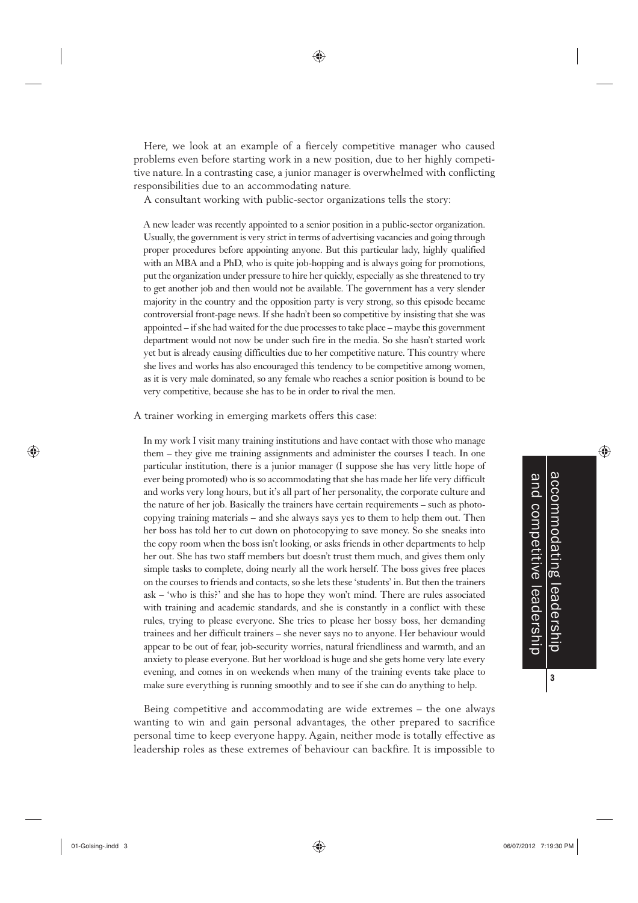Here, we look at an example of a fiercely competitive manager who caused problems even before starting work in a new position, due to her highly competitive nature. In a contrasting case, a junior manager is overwhelmed with conflicting responsibilities due to an accommodating nature.

A consultant working with public-sector organizations tells the story:

> A new leader was recently appointed to a senior position in a public-sector organization. Usually, the government is very strict in terms of advertising vacancies and going through proper procedures before appointing anyone. But this particular lady, highly qualified with an MBA and a PhD, who is quite job-hopping and is always going for promotions, put the organization under pressure to hire her quickly, especially as she threatened to try to get another job and then would not be available. The government has a very slender majority in the country and the opposition party is very strong, so this episode became controversial front-page news. If she hadn't been so competitive by insisting that she was appointed – if she had waited for the due processes to take place – maybe this government department would not now be under such fire in the media. So she hasn't started work yet but is already causing difficulties due to her competitive nature. This country where she lives and works has also encouraged this tendency to be competitive among women, as it is very male dominated, so any female who reaches a senior position is bound to be very competitive, because she has to be in order to rival the men.

A trainer working in emerging markets offers this case:

> In my work I visit many training institutions and have contact with those who manage them – they give me training assignments and administer the courses I teach. In one particular institution, there is a junior manager (I suppose she has very little hope of ever being promoted) who is so accommodating that she has made her life very difficult and works very long hours, but it's all part of her personality, the corporate culture and the nature of her job. Basically the trainers have certain requirements – such as photocopying training materials – and she always says yes to them to help them out. Then her boss has told her to cut down on photocopying to save money. So she sneaks into the copy room when the boss isn't looking, or asks friends in other departments to help her out. She has two staff members but doesn't trust them much, and gives them only simple tasks to complete, doing nearly all the work herself. The boss gives free places on the courses to friends and contacts, so she lets these 'students' in. But then the trainers ask – 'who is this?' and she has to hope they won't mind. There are rules associated with training and academic standards, and she is constantly in a conflict with these rules, trying to please everyone. She tries to please her bossy boss, her demanding trainees and her difficult trainers – she never says no to anyone. Her behaviour would appear to be out of fear, job-security worries, natural friendliness and warmth, and an anxiety to please everyone. But her workload is huge and she gets home very late every evening, and comes in on weekends when many of the training events take place to make sure everything is running smoothly and to see if she can do anything to help.

Being competitive and accommodating are wide extremes – the one always wanting to win and gain personal advantages, the other prepared to sacrifice personal time to keep everyone happy. Again, neither mode is totally effective as leadership roles as these extremes of behaviour can backfire. It is impossible to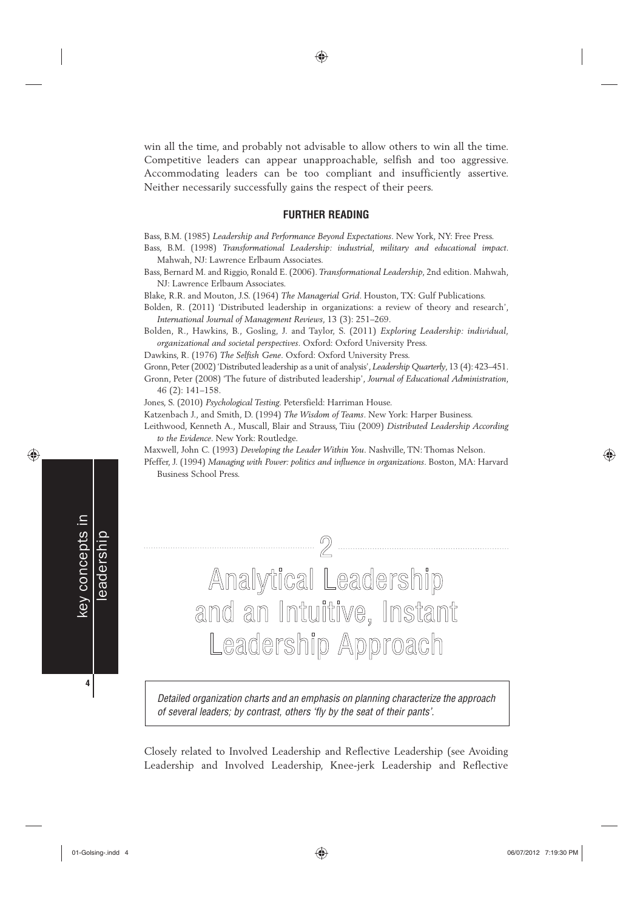win all the time, and probably not advisable to allow others to win all the time. Competitive leaders can appear unapproachable, selfish and too aggressive. Accommodating leaders can be too compliant and insufficiently assertive. Neither necessarily successfully gains the respect of their peers.

### FURTHER READING

Bass, B.M. (1985) *Leadership and Performance Beyond Expectations*. New York, NY: Free Press.

Bass, B.M. (1998) *Transformational Leadership: industrial, military and educational impact*. Mahwah, NJ: Lawrence Erlbaum Associates.

Bass, Bernard M. and Riggio, Ronald E. (2006). *Transformational Leadership*, 2nd edition. Mahwah, NJ: Lawrence Erlbaum Associates.

Blake, R.R. and Mouton, J.S. (1964) *The Managerial Grid*. Houston, TX: Gulf Publications.

Bolden, R. (2011) 'Distributed leadership in organizations: a review of theory and research', *International Journal of Management Reviews*, 13 (3): 251–269.

Bolden, R., Hawkins, B., Gosling, J. and Taylor, S. (2011) *Exploring Leadership: individual, organizational and societal perspectives*. Oxford: Oxford University Press.

Dawkins, R. (1976) *The Selfish Gene*. Oxford: Oxford University Press.

Gronn, Peter (2002) 'Distributed leadership as a unit of analysis', *Leadership Quarterly*, 13 (4): 423–451.

Gronn, Peter (2008) 'The future of distributed leadership', *Journal of Educational Administration*, 46 (2): 141–158.

Jones, S. (2010) *Psychological Testing*. Petersfield: Harriman House.

Katzenbach J., and Smith, D. (1994) *The Wisdom of Teams*. New York: Harper Business.

Leithwood, Kenneth A., Muscall, Blair and Strauss, Tiiu (2009) *Distributed Leadership According to the Evidence*. New York: Routledge.

Maxwell, John C. (1993) *Developing the Leader Within You*. Nashville, TN: Thomas Nelson.

Pfeffer, J. (1994) *Managing with Power: politics and influence in organizations*. Boston, MA: Harvard Business School Press.

# 2 Analytical Leadership and an Intuitive, Instant Leadership Approach

*Detailed organization charts and an emphasis on planning characterize the approach of several leaders; by contrast, others 'fly by the seat of their pants'.*

Closely related to Involved Leadership and Reflective Leadership (see Avoiding Leadership and Involved Leadership, Knee-jerk Leadership and Reflective